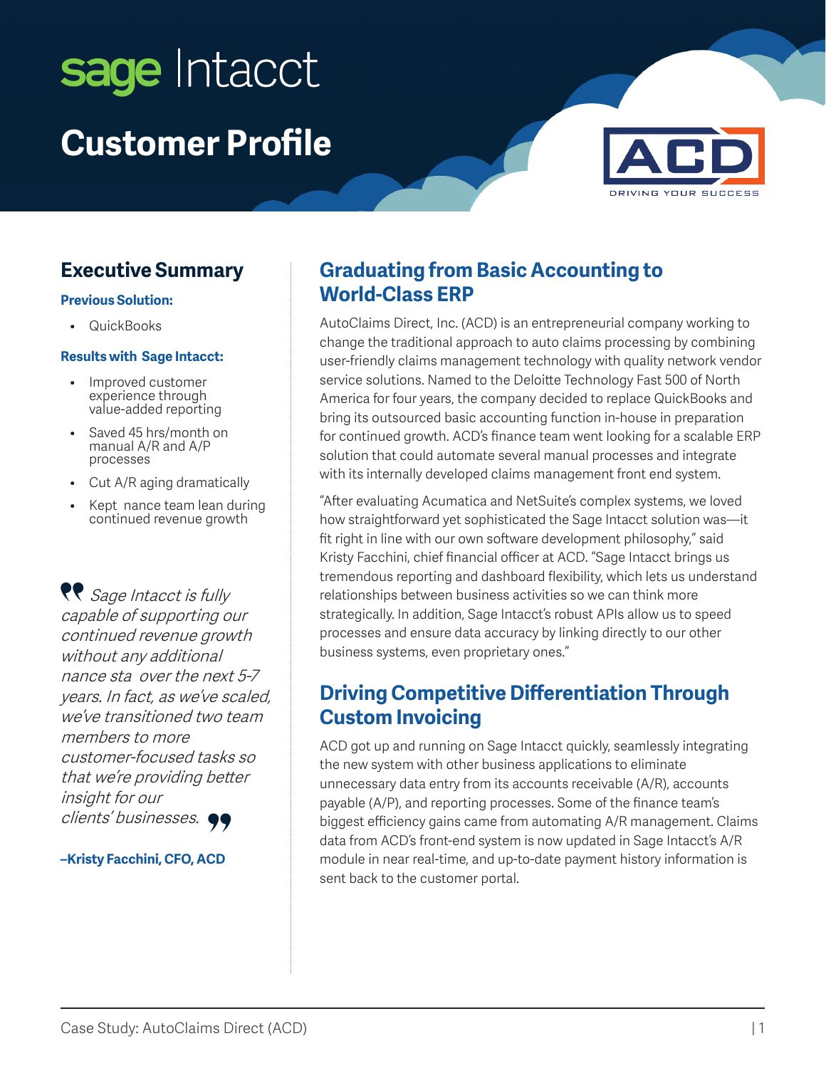sage Intacct

# Customer Profile

ACD
DRIVING YOUR SUCCESS

## Executive Summary

**Previous Solution:**

- QuickBooks

**Results with Sage Intacct:**

- Improved customer experience through value-added reporting
- Saved 45 hrs/month on manual A/R and A/P processes
- Cut A/R aging dramatically
- Kept nance team lean during continued revenue growth

*Sage Intacct is fully capable of supporting our continued revenue growth without any additional nance sta over the next 5-7 years. In fact, as we've scaled, we've transitioned two team members to more customer-focused tasks so that we're providing better insight for our clients' businesses.*

**–Kristy Facchini, CFO, ACD**

## Graduating from Basic Accounting to World-Class ERP

AutoClaims Direct, Inc. (ACD) is an entrepreneurial company working to change the traditional approach to auto claims processing by combining user-friendly claims management technology with quality network vendor service solutions. Named to the Deloitte Technology Fast 500 of North America for four years, the company decided to replace QuickBooks and bring its outsourced basic accounting function in-house in preparation for continued growth. ACD's finance team went looking for a scalable ERP solution that could automate several manual processes and integrate with its internally developed claims management front end system.

"After evaluating Acumatica and NetSuite's complex systems, we loved how straightforward yet sophisticated the Sage Intacct solution was—it fit right in line with our own software development philosophy," said Kristy Facchini, chief financial officer at ACD. "Sage Intacct brings us tremendous reporting and dashboard flexibility, which lets us understand relationships between business activities so we can think more strategically. In addition, Sage Intacct's robust APIs allow us to speed processes and ensure data accuracy by linking directly to our other business systems, even proprietary ones."

## Driving Competitive Differentiation Through Custom Invoicing

ACD got up and running on Sage Intacct quickly, seamlessly integrating the new system with other business applications to eliminate unnecessary data entry from its accounts receivable (A/R), accounts payable (A/P), and reporting processes. Some of the finance team's biggest efficiency gains came from automating A/R management. Claims data from ACD's front-end system is now updated in Sage Intacct's A/R module in near real-time, and up-to-date payment history information is sent back to the customer portal.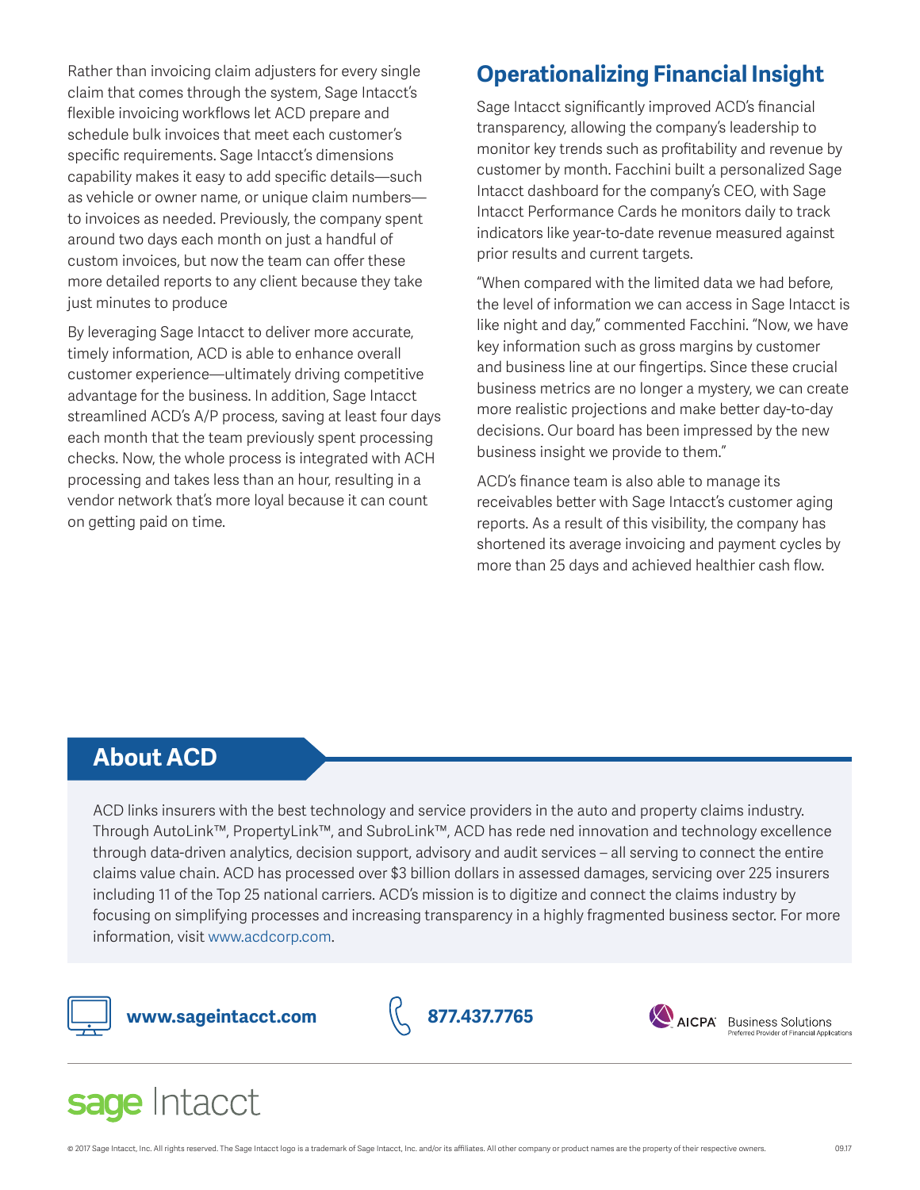Rather than invoicing claim adjusters for every single claim that comes through the system, Sage Intacct's flexible invoicing workflows let ACD prepare and schedule bulk invoices that meet each customer's specific requirements. Sage Intacct's dimensions capability makes it easy to add specific details—such as vehicle or owner name, or unique claim numbers—to invoices as needed. Previously, the company spent around two days each month on just a handful of custom invoices, but now the team can offer these more detailed reports to any client because they take just minutes to produce

By leveraging Sage Intacct to deliver more accurate, timely information, ACD is able to enhance overall customer experience—ultimately driving competitive advantage for the business. In addition, Sage Intacct streamlined ACD's A/P process, saving at least four days each month that the team previously spent processing checks. Now, the whole process is integrated with ACH processing and takes less than an hour, resulting in a vendor network that's more loyal because it can count on getting paid on time.

## Operationalizing Financial Insight

Sage Intacct significantly improved ACD's financial transparency, allowing the company's leadership to monitor key trends such as profitability and revenue by customer by month. Facchini built a personalized Sage Intacct dashboard for the company's CEO, with Sage Intacct Performance Cards he monitors daily to track indicators like year-to-date revenue measured against prior results and current targets.

"When compared with the limited data we had before, the level of information we can access in Sage Intacct is like night and day," commented Facchini. "Now, we have key information such as gross margins by customer and business line at our fingertips. Since these crucial business metrics are no longer a mystery, we can create more realistic projections and make better day-to-day decisions. Our board has been impressed by the new business insight we provide to them."

ACD's finance team is also able to manage its receivables better with Sage Intacct's customer aging reports. As a result of this visibility, the company has shortened its average invoicing and payment cycles by more than 25 days and achieved healthier cash flow.

## About ACD

ACD links insurers with the best technology and service providers in the auto and property claims industry. Through AutoLink™, PropertyLink™, and SubroLink™, ACD has rede ned innovation and technology excellence through data-driven analytics, decision support, advisory and audit services – all serving to connect the entire claims value chain. ACD has processed over $3 billion dollars in assessed damages, servicing over 225 insurers including 11 of the Top 25 national carriers. ACD's mission is to digitize and connect the claims industry by focusing on simplifying processes and increasing transparency in a highly fragmented business sector. For more information, visit www.acdcorp.com.

**www.sageintacct.com** **877.437.7765**

AICPA Business Solutions
Preferred Provider of Financial Applications

sage Intacct

© 2017 Sage Intacct, Inc. All rights reserved. The Sage Intacct logo is a trademark of Sage Intacct, Inc. and/or its affiliates. All other company or product names are the property of their respective owners. 09.17